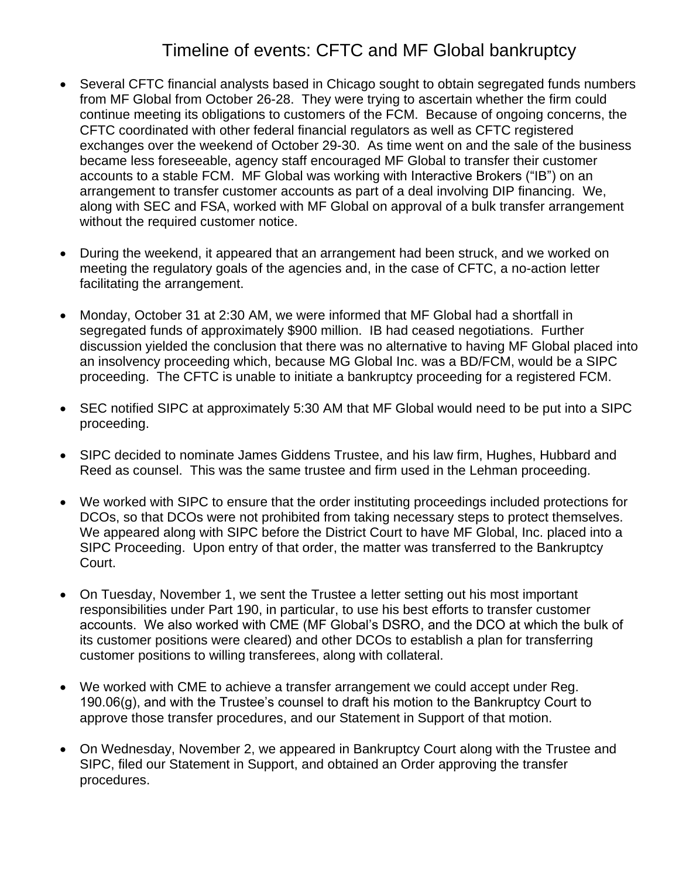# Timeline of events: CFTC and MF Global bankruptcy

- Several CFTC financial analysts based in Chicago sought to obtain segregated funds numbers from MF Global from October 26-28. They were trying to ascertain whether the firm could continue meeting its obligations to customers of the FCM. Because of ongoing concerns, the CFTC coordinated with other federal financial regulators as well as CFTC registered exchanges over the weekend of October 29-30. As time went on and the sale of the business became less foreseeable, agency staff encouraged MF Global to transfer their customer accounts to a stable FCM. MF Global was working with Interactive Brokers ("IB") on an arrangement to transfer customer accounts as part of a deal involving DIP financing. We, along with SEC and FSA, worked with MF Global on approval of a bulk transfer arrangement without the required customer notice.

- During the weekend, it appeared that an arrangement had been struck, and we worked on meeting the regulatory goals of the agencies and, in the case of CFTC, a no-action letter facilitating the arrangement.

- Monday, October 31 at 2:30 AM, we were informed that MF Global had a shortfall in segregated funds of approximately $900 million. IB had ceased negotiations. Further discussion yielded the conclusion that there was no alternative to having MF Global placed into an insolvency proceeding which, because MG Global Inc. was a BD/FCM, would be a SIPC proceeding. The CFTC is unable to initiate a bankruptcy proceeding for a registered FCM.

- SEC notified SIPC at approximately 5:30 AM that MF Global would need to be put into a SIPC proceeding.

- SIPC decided to nominate James Giddens Trustee, and his law firm, Hughes, Hubbard and Reed as counsel. This was the same trustee and firm used in the Lehman proceeding.

- We worked with SIPC to ensure that the order instituting proceedings included protections for DCOs, so that DCOs were not prohibited from taking necessary steps to protect themselves. We appeared along with SIPC before the District Court to have MF Global, Inc. placed into a SIPC Proceeding. Upon entry of that order, the matter was transferred to the Bankruptcy Court.

- On Tuesday, November 1, we sent the Trustee a letter setting out his most important responsibilities under Part 190, in particular, to use his best efforts to transfer customer accounts. We also worked with CME (MF Global's DSRO, and the DCO at which the bulk of its customer positions were cleared) and other DCOs to establish a plan for transferring customer positions to willing transferees, along with collateral.

- We worked with CME to achieve a transfer arrangement we could accept under Reg. 190.06(g), and with the Trustee's counsel to draft his motion to the Bankruptcy Court to approve those transfer procedures, and our Statement in Support of that motion.

- On Wednesday, November 2, we appeared in Bankruptcy Court along with the Trustee and SIPC, filed our Statement in Support, and obtained an Order approving the transfer procedures.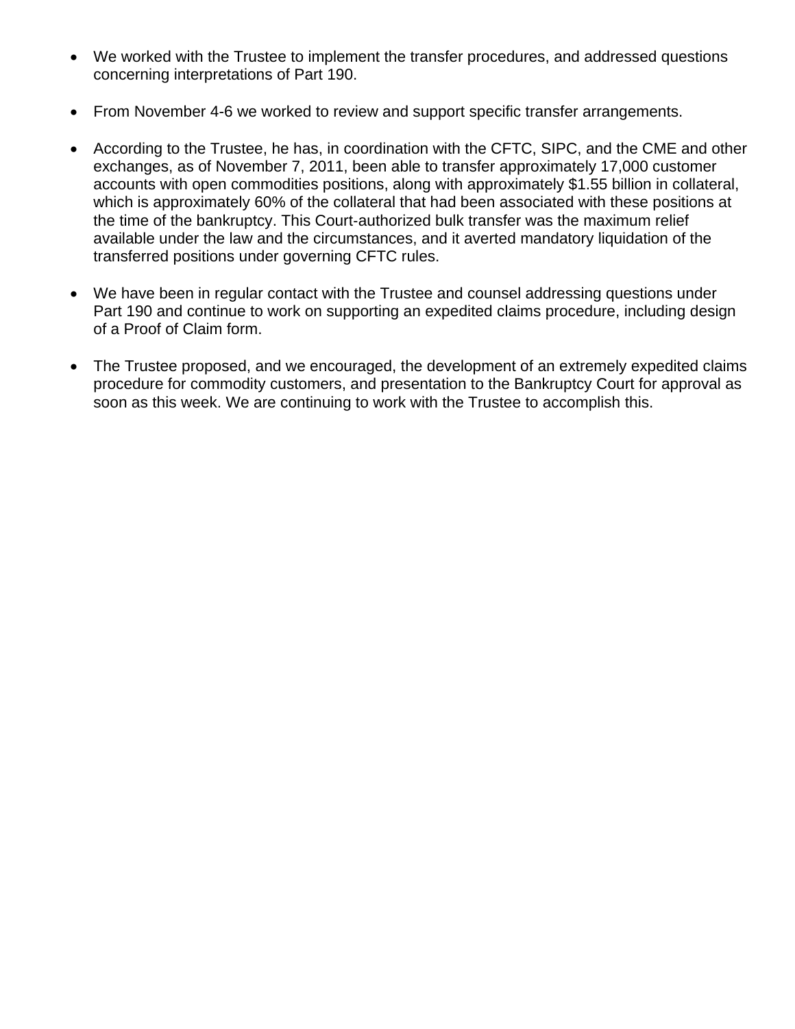- We worked with the Trustee to implement the transfer procedures, and addressed questions concerning interpretations of Part 190.
- From November 4-6 we worked to review and support specific transfer arrangements.
- According to the Trustee, he has, in coordination with the CFTC, SIPC, and the CME and other exchanges, as of November 7, 2011, been able to transfer approximately 17,000 customer accounts with open commodities positions, along with approximately $1.55 billion in collateral, which is approximately 60% of the collateral that had been associated with these positions at the time of the bankruptcy. This Court-authorized bulk transfer was the maximum relief available under the law and the circumstances, and it averted mandatory liquidation of the transferred positions under governing CFTC rules.
- We have been in regular contact with the Trustee and counsel addressing questions under Part 190 and continue to work on supporting an expedited claims procedure, including design of a Proof of Claim form.
- The Trustee proposed, and we encouraged, the development of an extremely expedited claims procedure for commodity customers, and presentation to the Bankruptcy Court for approval as soon as this week. We are continuing to work with the Trustee to accomplish this.